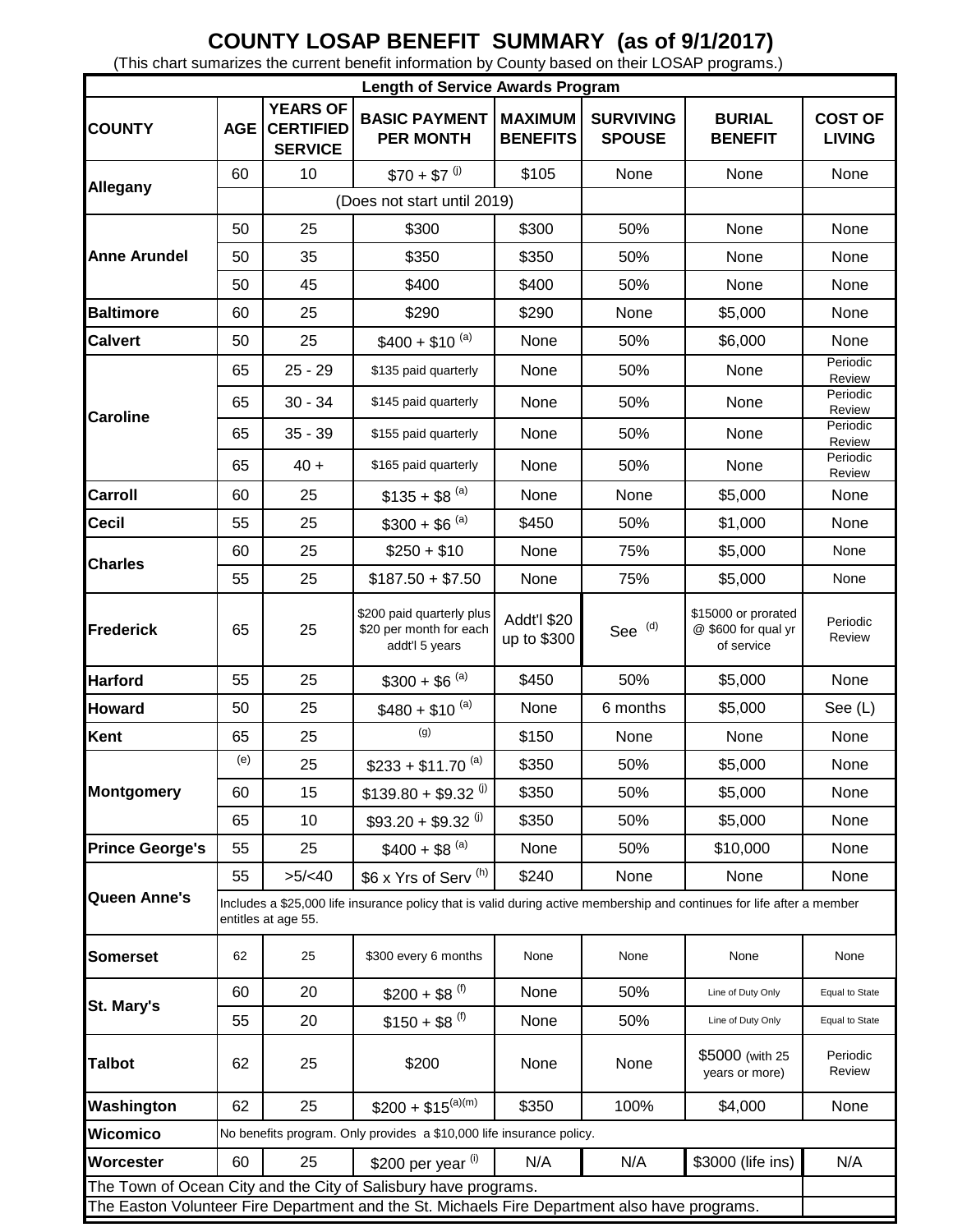# COUNTY LOSAP BENEFIT SUMMARY (as of 9/1/2017)

(This chart sumarizes the current benefit information by County based on their LOSAP programs.)

| Length of Service Awards Program | | | | | | | |
|---|---|---|---|---|---|---|---|
| **COUNTY** | **AGE** | **YEARS OF CERTIFIED SERVICE** | **BASIC PAYMENT PER MONTH** | **MAXIMUM BENEFITS** | **SURVIVING SPOUSE** | **BURIAL BENEFIT** | **COST OF LIVING** |
| **Allegany** | 60 | 10 | $70 + $7 (j) | $105 | None | None | None |
| | | (Does not start until 2019) | | | | | |
| **Anne Arundel** | 50 | 25 | $300 | $300 | 50% | None | None |
| | 50 | 35 | $350 | $350 | 50% | None | None |
| | 50 | 45 | $400 | $400 | 50% | None | None |
| **Baltimore** | 60 | 25 | $290 | $290 | None | $5,000 | None |
| **Calvert** | 50 | 25 | $400 + $10 (a) | None | 50% | $6,000 | None |
| **Caroline** | 65 | 25 - 29 | $135 paid quarterly | None | 50% | None | Periodic Review |
| | 65 | 30 - 34 | $145 paid quarterly | None | 50% | None | Periodic Review |
| | 65 | 35 - 39 | $155 paid quarterly | None | 50% | None | Periodic Review |
| | 65 | 40 + | $165 paid quarterly | None | 50% | None | Periodic Review |
| **Carroll** | 60 | 25 | $135 + $8 (a) | None | None | $5,000 | None |
| **Cecil** | 55 | 25 | $300 + $6 (a) | $450 | 50% | $1,000 | None |
| **Charles** | 60 | 25 | $250 + $10 | None | 75% | $5,000 | None |
| | 55 | 25 | $187.50 + $7.50 | None | 75% | $5,000 | None |
| **Frederick** | 65 | 25 | $200 paid quarterly plus $20 per month for each addt'l 5 years | Addt'l $20 up to $300 | See (d) | $15000 or prorated @ $600 for qual yr of service | Periodic Review |
| **Harford** | 55 | 25 | $300 + $6 (a) | $450 | 50% | $5,000 | None |
| **Howard** | 50 | 25 | $480 + $10 (a) | None | 6 months | $5,000 | See (L) |
| **Kent** | 65 | 25 | (g) | $150 | None | None | None |
| **Montgomery** | (e) | 25 | $233 + $11.70 (a) | $350 | 50% | $5,000 | None |
| | 60 | 15 | $139.80 + $9.32 (j) | $350 | 50% | $5,000 | None |
| | 65 | 10 | $93.20 + $9.32 (j) | $350 | 50% | $5,000 | None |
| **Prince George's** | 55 | 25 | $400 + $8 (a) | None | 50% | $10,000 | None |
| **Queen Anne's** | 55 | >5/<40 | $6 x Yrs of Serv (h) | $240 | None | None | None |
| | Includes a $25,000 life insurance policy that is valid during active membership and continues for life after a member entitles at age 55. | | | | | | |
| **Somerset** | 62 | 25 | $300 every 6 months | None | None | None | None |
| **St. Mary's** | 60 | 20 | $200 + $8 (f) | None | 50% | Line of Duty Only | Equal to State |
| | 55 | 20 | $150 + $8 (f) | None | 50% | Line of Duty Only | Equal to State |
| **Talbot** | 62 | 25 | $200 | None | None | $5000 (with 25 years or more) | Periodic Review |
| **Washington** | 62 | 25 | $200 + $15 (a)(m) | $350 | 100% | $4,000 | None |
| **Wicomico** | No benefits program. Only provides a $10,000 life insurance policy. | | | | | | |
| **Worcester** | 60 | 25 | $200 per year (i) | N/A | N/A | $3000 (life ins) | N/A |
| The Town of Ocean City and the City of Salisbury have programs. | | | | | | | |
| The Easton Volunteer Fire Department and the St. Michaels Fire Department also have programs. | | | | | | | |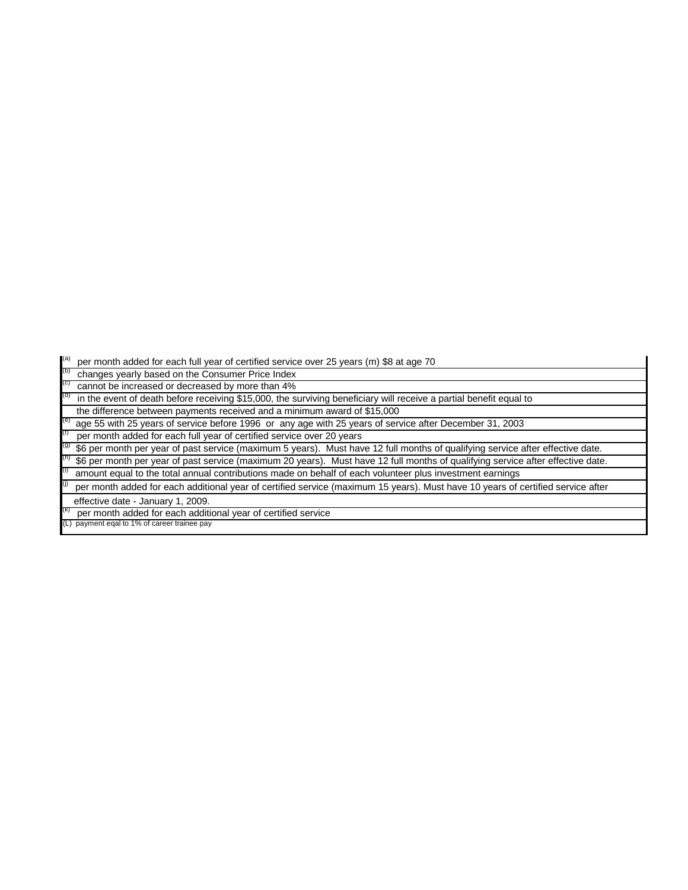[(a)] per month added for each full year of certified service over 25 years (m) $8 at age 70

[(b)] changes yearly based on the Consumer Price Index

[(c)] cannot be increased or decreased by more than 4%

[(d)] in the event of death before receiving $15,000, the surviving beneficiary will receive a partial benefit equal to the difference between payments received and a minimum award of $15,000

[(e)] age 55 with 25 years of service before 1996 or any age with 25 years of service after December 31, 2003

[(f)] per month added for each full year of certified service over 20 years

[(g)] $6 per month per year of past service (maximum 5 years). Must have 12 full months of qualifying service after effective date.

[(h)] $6 per month per year of past service (maximum 20 years). Must have 12 full months of qualifying service after effective date.

[(i)] amount equal to the total annual contributions made on behalf of each volunteer plus investment earnings

[(j)] per month added for each additional year of certified service (maximum 15 years). Must have 10 years of certified service after effective date - January 1, 2009.

[(k)] per month added for each additional year of certified service

(L) payment eqal to 1% of career trainee pay